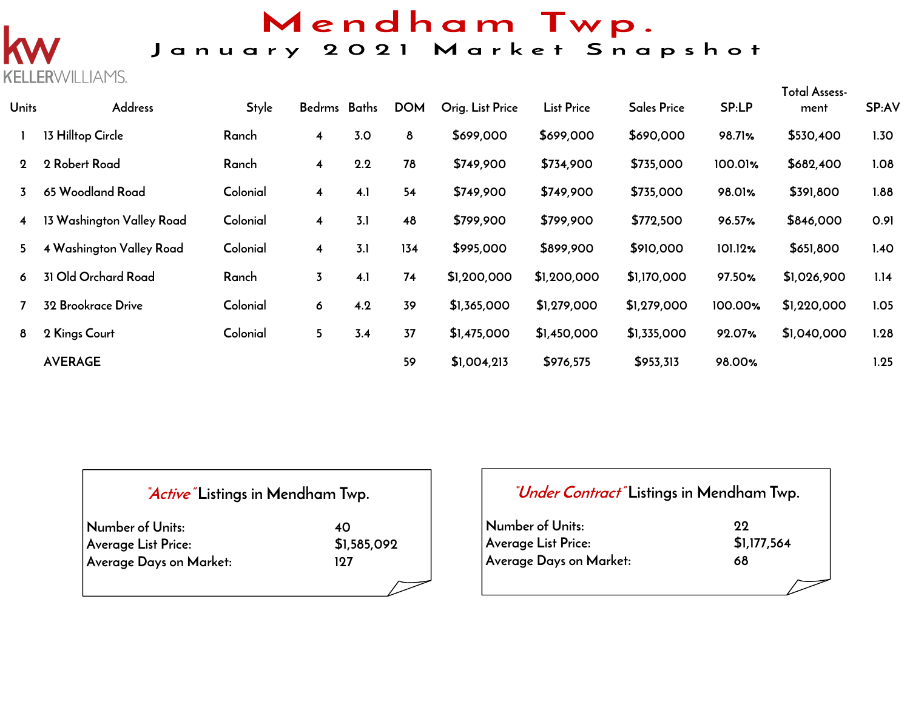KELLERWILLIAMS.

# Mendham Twp.

## January 2021 Market Snapshot

| Units | Address | Style | Bedrms | Baths | DOM | Orig. List Price | List Price | Sales Price | SP:LP | Total Assess-ment | SP:AV |
|---|---|---|---|---|---|---|---|---|---|---|---|
| 1 | 13 Hilltop Circle | Ranch | 4 | 3.0 | 8 | $699,000 | $699,000 | $690,000 | 98.71% | $530,400 | 1.30 |
| 2 | 2 Robert Road | Ranch | 4 | 2.2 | 78 | $749,900 | $734,900 | $735,000 | 100.01% | $682,400 | 1.08 |
| 3 | 65 Woodland Road | Colonial | 4 | 4.1 | 54 | $749,900 | $749,900 | $735,000 | 98.01% | $391,800 | 1.88 |
| 4 | 13 Washington Valley Road | Colonial | 4 | 3.1 | 48 | $799,900 | $799,900 | $772,500 | 96.57% | $846,000 | 0.91 |
| 5 | 4 Washington Valley Road | Colonial | 4 | 3.1 | 134 | $995,000 | $899,900 | $910,000 | 101.12% | $651,800 | 1.40 |
| 6 | 31 Old Orchard Road | Ranch | 3 | 4.1 | 74 | $1,200,000 | $1,200,000 | $1,170,000 | 97.50% | $1,026,900 | 1.14 |
| 7 | 32 Brookrace Drive | Colonial | 6 | 4.2 | 39 | $1,365,000 | $1,279,000 | $1,279,000 | 100.00% | $1,220,000 | 1.05 |
| 8 | 2 Kings Court | Colonial | 5 | 3.4 | 37 | $1,475,000 | $1,450,000 | $1,335,000 | 92.07% | $1,040,000 | 1.28 |
| | AVERAGE | | | | 59 | $1,004,213 | $976,575 | $953,313 | 98.00% | | 1.25 |

### *"Active"* Listings in Mendham Twp.

| | |
|---|---|
| Number of Units: | 40 |
| Average List Price: | $1,585,092 |
| Average Days on Market: | 127 |

### *"Under Contract"* Listings in Mendham Twp.

| | |
|---|---|
| Number of Units: | 22 |
| Average List Price: | $1,177,564 |
| Average Days on Market: | 68 |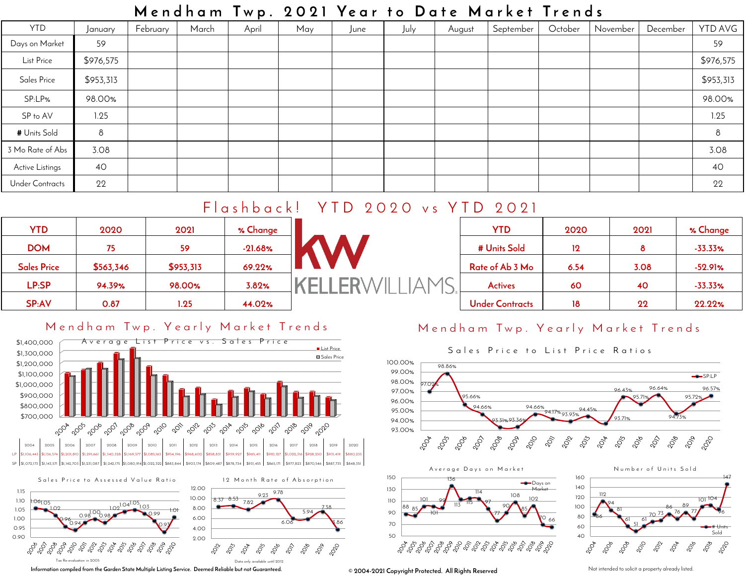# Mendham Twp. 2021 Year to Date Market Trends

| YTD | January | February | March | April | May | June | July | August | September | October | November | December | YTD AVG |
|---|---|---|---|---|---|---|---|---|---|---|---|---|---|
| Days on Market | 59 | | | | | | | | | | | | 59 |
| List Price | $976,575 | | | | | | | | | | | | $976,575 |
| Sales Price | $953,313 | | | | | | | | | | | | $953,313 |
| SP:LP% | 98.00% | | | | | | | | | | | | 98.00% |
| SP to AV | 1.25 | | | | | | | | | | | | 1.25 |
| # Units Sold | 8 | | | | | | | | | | | | 8 |
| 3 Mo Rate of Abs | 3.08 | | | | | | | | | | | | 3.08 |
| Active Listings | 40 | | | | | | | | | | | | 40 |
| Under Contracts | 22 | | | | | | | | | | | | 22 |

## Flashback! YTD 2020 vs YTD 2021

| YTD | 2020 | 2021 | % Change |
|---|---|---|---|
| DOM | 75 | 59 | -21.68% |
| Sales Price | $563,346 | $953,313 | 69.22% |
| LP:SP | 94.39% | 98.00% | 3.82% |
| SP:AV | 0.87 | 1.25 | 44.02% |

KELLERWILLIAMS

| YTD | 2020 | 2021 | % Change |
|---|---|---|---|
| # Units Sold | 12 | 8 | -33.33% |
| Rate of Ab 3 Mo | 6.54 | 3.08 | -52.91% |
| Actives | 60 | 40 | -33.33% |
| Under Contracts | 18 | 22 | 22.22% |

## Mendham Twp. Yearly Market Trends

Average List Price vs. Sales Price

List Price
Sales Price

$1,400,000 $1,300,000 $1,200,000 $1,100,000 $1,000,000 $900,000 $800,000 $700,000

| | 2004 | 2005 | 2006 | 2007 | 2008 | 2009 | 2010 | 2011 | 2012 | 2013 | 2014 | 2015 | 2016 | 2017 | 2018 | 2019 | 2020 |
|---|---|---|---|---|---|---|---|---|---|---|---|---|---|---|---|---|---|
| LP | $1,106,443 | $1,136,574 | $1,201,810 | $1,291,661 | $1,340,328 | $1,169,577 | $1,085,163 | $954,196 | $968,600 | $858,831 | $939,927 | $965,411 | $910,127 | $1,022,316 | $928,250 | $931,419 | $880,235 |
| SP | $1,072,173 | $1,143,571 | $1,142,703 | $1,231,087 | $1,242,175 | $1,080,914 | $1,022,322 | $883,844 | $903,174 | $809,487 | $878,734 | $931,455 | $865,171 | $977,823 | $870,546 | $887,735 | $848,351 |

## Mendham Twp. Yearly Market Trends

Sales Price to List Price Ratios

SP:LP

97.02% 98.86% 95.66% 94.66% 93.31% 93.36% 94.66% 94.17% 93.93% 94.45% 93.71% 96.43% 95.71% 96.64% 94.73% 95.72% 96.57%

2004 2005 2006 2007 2008 2009 2010 2011 2012 2013 2014 2015 2016 2017 2018 2019 2020

Sales Price to Assessed Value Ratio

1.06 1.05 1.02 0.96 0.94 0.98 1.00 0.98 1.02 1.04 1.05 1.03 0.99 0.93 1.01

2006 2007 2008 2009 2010 2011 2012 2013 2014 2015 2016 2017 2018 2019 2020

Tax Re-evaluation in 2005

12 Month Rate of Absorption

8.37 8.53 7.82 9.23 9.78 6.06 5.94 7.38 3.86

2012 2013 2014 2015 2016 2017 2018 2019 2020

Data only available until 2012

Average Days on Market

Days on Market

88 85 101 101 99 136 113 115 114 97 77 90 108 85 102 70 66

2004 2005 2006 2007 2008 2009 2010 2011 2012 2013 2014 2015 2016 2017 2018 2019 2020

Number of Units Sold

# Units Sold

86 112 94 81 61 51 61 70 73 86 76 89 77 101 104 96 147

2004 2006 2008 2010 2012 2014 2016 2018 2020

Information compiled from the Garden State Multiple Listing Service. Deemed Reliable but not Guaranteed.

© 2004-2021 Copyright Protected. All Rights Reserved

Not intended to solicit a property already listed.